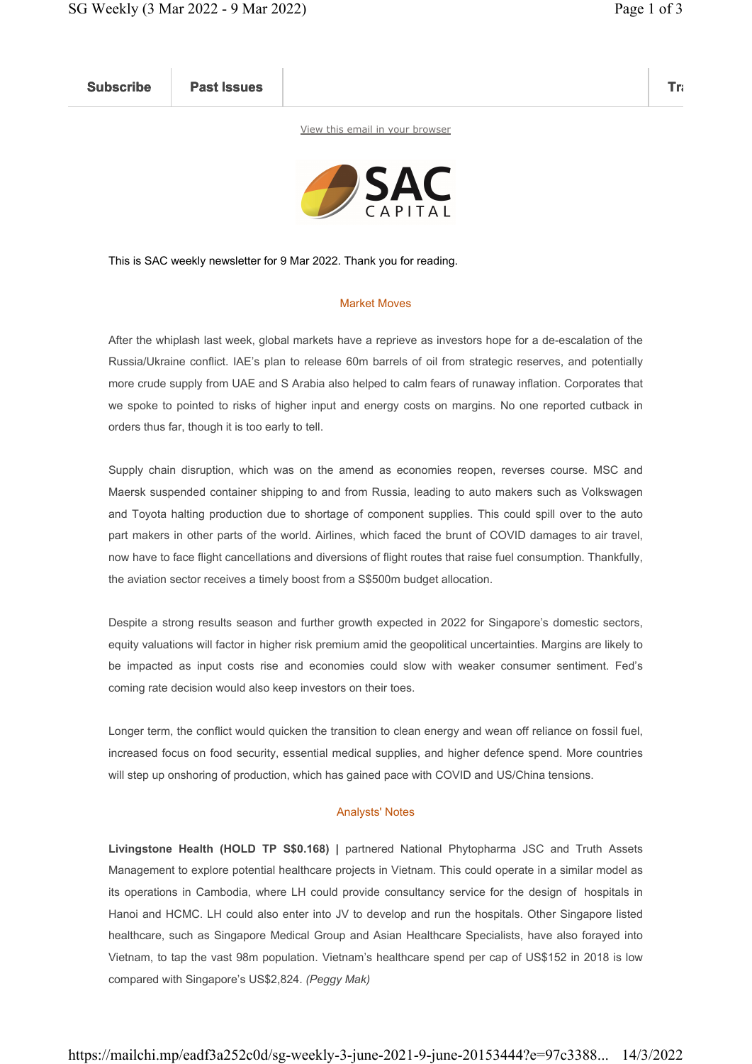Subscribe | Past Issues | Tr

View this email in your browser

SAC CAPITAL

This is SAC weekly newsletter for 9 Mar 2022. Thank you for reading.

## Market Moves

After the whiplash last week, global markets have a reprieve as investors hope for a de-escalation of the Russia/Ukraine conflict. IAE's plan to release 60m barrels of oil from strategic reserves, and potentially more crude supply from UAE and S Arabia also helped to calm fears of runaway inflation. Corporates that we spoke to pointed to risks of higher input and energy costs on margins. No one reported cutback in orders thus far, though it is too early to tell.

Supply chain disruption, which was on the amend as economies reopen, reverses course. MSC and Maersk suspended container shipping to and from Russia, leading to auto makers such as Volkswagen and Toyota halting production due to shortage of component supplies. This could spill over to the auto part makers in other parts of the world. Airlines, which faced the brunt of COVID damages to air travel, now have to face flight cancellations and diversions of flight routes that raise fuel consumption. Thankfully, the aviation sector receives a timely boost from a S$500m budget allocation.

Despite a strong results season and further growth expected in 2022 for Singapore's domestic sectors, equity valuations will factor in higher risk premium amid the geopolitical uncertainties. Margins are likely to be impacted as input costs rise and economies could slow with weaker consumer sentiment. Fed's coming rate decision would also keep investors on their toes.

Longer term, the conflict would quicken the transition to clean energy and wean off reliance on fossil fuel, increased focus on food security, essential medical supplies, and higher defence spend. More countries will step up onshoring of production, which has gained pace with COVID and US/China tensions.

## Analysts' Notes

**Livingstone Health (HOLD TP S$0.168) |** partnered National Phytopharma JSC and Truth Assets Management to explore potential healthcare projects in Vietnam. This could operate in a similar model as its operations in Cambodia, where LH could provide consultancy service for the design of hospitals in Hanoi and HCMC. LH could also enter into JV to develop and run the hospitals. Other Singapore listed healthcare, such as Singapore Medical Group and Asian Healthcare Specialists, have also forayed into Vietnam, to tap the vast 98m population. Vietnam's healthcare spend per cap of US$152 in 2018 is low compared with Singapore's US$2,824. *(Peggy Mak)*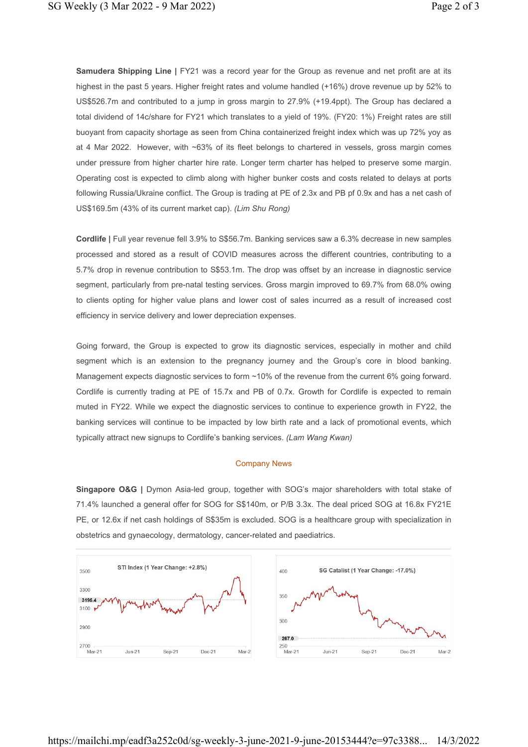**Samudera Shipping Line |** FY21 was a record year for the Group as revenue and net profit are at its highest in the past 5 years. Higher freight rates and volume handled (+16%) drove revenue up by 52% to US$526.7m and contributed to a jump in gross margin to 27.9% (+19.4ppt). The Group has declared a total dividend of 14c/share for FY21 which translates to a yield of 19%. (FY20: 1%) Freight rates are still buoyant from capacity shortage as seen from China containerized freight index which was up 72% yoy as at 4 Mar 2022. However, with ~63% of its fleet belongs to chartered in vessels, gross margin comes under pressure from higher charter hire rate. Longer term charter has helped to preserve some margin. Operating cost is expected to climb along with higher bunker costs and costs related to delays at ports following Russia/Ukraine conflict. The Group is trading at PE of 2.3x and PB pf 0.9x and has a net cash of US$169.5m (43% of its current market cap). *(Lim Shu Rong)*

**Cordlife |** Full year revenue fell 3.9% to S$56.7m. Banking services saw a 6.3% decrease in new samples processed and stored as a result of COVID measures across the different countries, contributing to a 5.7% drop in revenue contribution to S$53.1m. The drop was offset by an increase in diagnostic service segment, particularly from pre-natal testing services. Gross margin improved to 69.7% from 68.0% owing to clients opting for higher value plans and lower cost of sales incurred as a result of increased cost efficiency in service delivery and lower depreciation expenses.

Going forward, the Group is expected to grow its diagnostic services, especially in mother and child segment which is an extension to the pregnancy journey and the Group's core in blood banking. Management expects diagnostic services to form ~10% of the revenue from the current 6% going forward. Cordlife is currently trading at PE of 15.7x and PB of 0.7x. Growth for Cordlife is expected to remain muted in FY22. While we expect the diagnostic services to continue to experience growth in FY22, the banking services will continue to be impacted by low birth rate and a lack of promotional events, which typically attract new signups to Cordlife's banking services. *(Lam Wang Kwan)*

## Company News

**Singapore O&G |** Dymon Asia-led group, together with SOG's major shareholders with total stake of 71.4% launched a general offer for SOG for S$140m, or P/B 3.3x. The deal priced SOG at 16.8x FY21E PE, or 12.6x if net cash holdings of S$35m is excluded. SOG is a healthcare group with specialization in obstetrics and gynaecology, dermatology, cancer-related and paediatrics.

STI Index (1 Year Change: +2.8%)

SG Catalist (1 Year Change: -17.0%)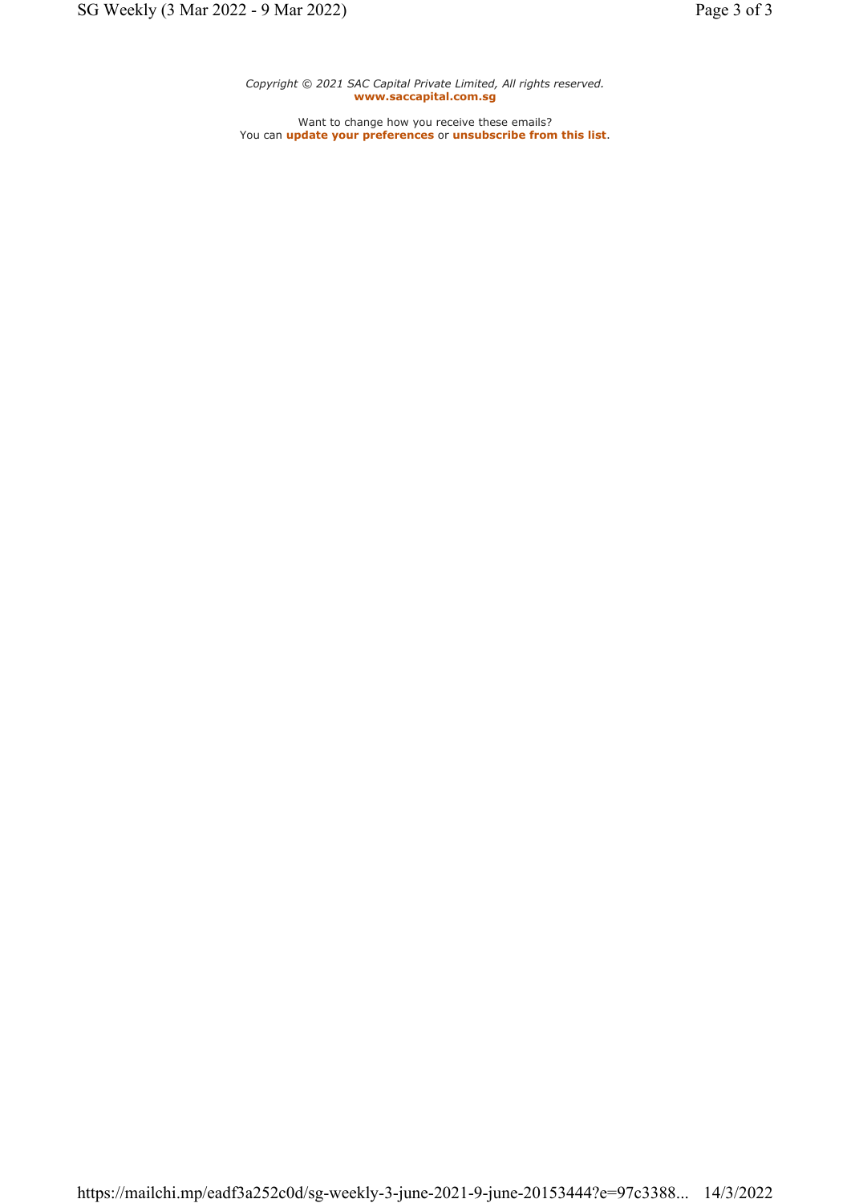*Copyright © 2021 SAC Capital Private Limited, All rights reserved.*
**www.saccapital.com.sg**

Want to change how you receive these emails?
You can **update your preferences** or **unsubscribe from this list**.